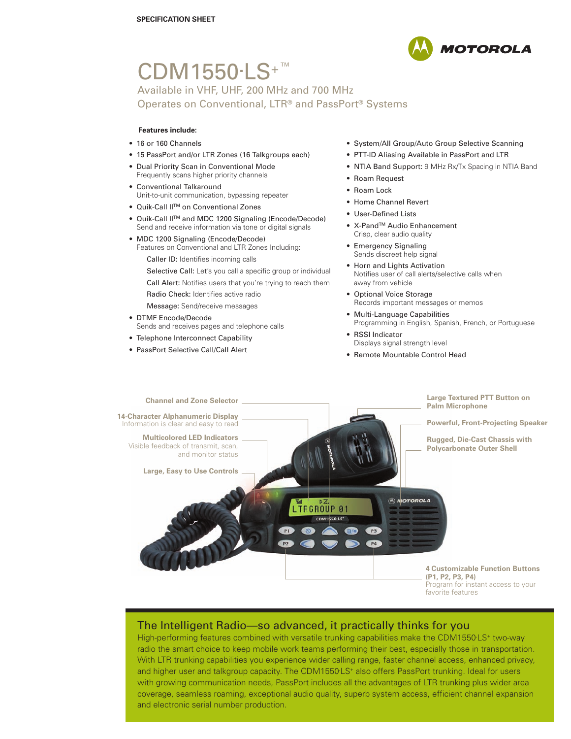SPECIFICATION SHEET

MOTOROLA

# CDM1550·LS+™

Available in VHF, UHF, 200 MHz and 700 MHz
Operates on Conventional, LTR® and PassPort® Systems

**Features include:**

- 16 or 160 Channels
- 15 PassPort and/or LTR Zones (16 Talkgroups each)
- Dual Priority Scan in Conventional Mode
  Frequently scans higher priority channels
- Conventional Talkaround
  Unit-to-unit communication, bypassing repeater
- Quik-Call II™ on Conventional Zones
- Quik-Call II™ and MDC 1200 Signaling (Encode/Decode)
  Send and receive information via tone or digital signals
- MDC 1200 Signaling (Encode/Decode)
  Features on Conventional and LTR Zones Including:
  - Caller ID: Identifies incoming calls
  - Selective Call: Let's you call a specific group or individual
  - Call Alert: Notifies users that you're trying to reach them
  - Radio Check: Identifies active radio
  - Message: Send/receive messages
- DTMF Encode/Decode
  Sends and receives pages and telephone calls
- Telephone Interconnect Capability
- PassPort Selective Call/Call Alert
- System/All Group/Auto Group Selective Scanning
- PTT-ID Aliasing Available in PassPort and LTR
- NTIA Band Support: 9 MHz Rx/Tx Spacing in NTIA Band
- Roam Request
- Roam Lock
- Home Channel Revert
- User-Defined Lists
- X-Pand™ Audio Enhancement
  Crisp, clear audio quality
- Emergency Signaling
  Sends discreet help signal
- Horn and Lights Activation
  Notifies user of call alerts/selective calls when away from vehicle
- Optional Voice Storage
  Records important messages or memos
- Multi-Language Capabilities
  Programming in English, Spanish, French, or Portuguese
- RSSI Indicator
  Displays signal strength level
- Remote Mountable Control Head

**Channel and Zone Selector**

**14-Character Alphanumeric Display**
Information is clear and easy to read

**Multicolored LED Indicators**
Visible feedback of transmit, scan, and monitor status

**Large, Easy to Use Controls**

**Large Textured PTT Button on Palm Microphone**

**Powerful, Front-Projecting Speaker**

**Rugged, Die-Cast Chassis with Polycarbonate Outer Shell**

**4 Customizable Function Buttons (P1, P2, P3, P4)**
Program for instant access to your favorite features

## The Intelligent Radio—so advanced, it practically thinks for you

High-performing features combined with versatile trunking capabilities make the CDM1550·LS+ two-way radio the smart choice to keep mobile work teams performing their best, especially those in transportation. With LTR trunking capabilities you experience wider calling range, faster channel access, enhanced privacy, and higher user and talkgroup capacity. The CDM1550·LS+ also offers PassPort trunking. Ideal for users with growing communication needs, PassPort includes all the advantages of LTR trunking plus wider area coverage, seamless roaming, exceptional audio quality, superb system access, efficient channel expansion and electronic serial number production.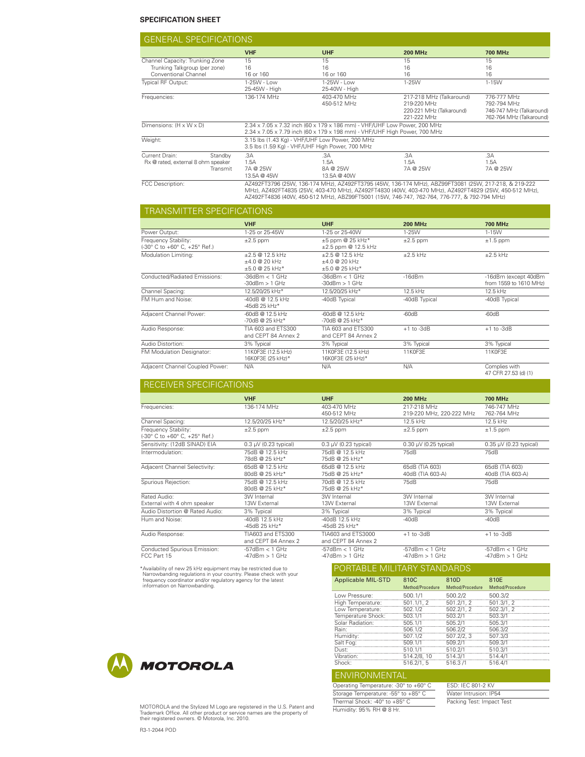**SPECIFICATION SHEET**

## GENERAL SPECIFICATIONS

| | VHF | UHF | 200 MHz | 700 MHz |
|---|---|---|---|---|
| Channel Capacity: Trunking Zone | 15 | 15 | 15 | 15 |
| Trunking Talkgroup (per zone) | 16 | 16 | 16 | 16 |
| Conventional Channel | 16 or 160 | 16 or 160 | 16 | 16 |
| Typical RF Output: | 1-25W - Low<br>25-45W - High | 1-25W - Low<br>25-40W - High | 1-25W | 1-15W |
| Frequencies: | 136-174 MHz | 403-470 MHz<br>450-512 MHz | 217-218 MHz (Talkaround)<br>219-220 MHz<br>220-221 MHz (Talkaround)<br>221-222 MHz | 776-777 MHz<br>792-794 MHz<br>746-747 MHz (Talkaround)<br>762-764 MHz (Talkaround) |
| Dimensions: (H x W x D) | 2.34 x 7.05 x 7.32 inch (60 x 179 x 186 mm) - VHF/UHF Low Power, 200 MHz<br>2.34 x 7.05 x 7.79 inch (60 x 179 x 198 mm) - VHF/UHF High Power, 700 MHz | | | |
| Weight: | 3.15 lbs (1.43 Kg) - VHF/UHF Low Power, 200 MHz<br>3.5 lbs (1.59 Kg) - VHF/UHF High Power, 700 MHz | | | |
| Current Drain: Standby | .3A | .3A | .3A | .3A |
| Rx @ rated, external 8 ohm speaker | 1.5A | 1.5A | 1.5A | 1.5A |
| Transmit | 7A @ 25W<br>13.5A @ 45W | 8A @ 25W<br>13.5A @ 40W | 7A @ 25W | 7A @ 25W |
| FCC Description: | AZ492FT3796 (25W, 136-174 MHz), AZ492FT3795 (45W, 136-174 MHz), ABZ99FT3081 (25W, 217-218, & 219-222 MHz), AZ492FT4835 (25W, 403-470 MHz), AZ492FT4830 (40W, 403-470 MHz), AZ492FT4829 (25W, 450-512 MHz), AZ492FT4836 (40W, 450-512 MHz), ABZ99FT5001 (15W, 746-747, 762-764, 776-777, & 792-794 MHz) | | | |

## TRANSMITTER SPECIFICATIONS

| | VHF | UHF | 200 MHz | 700 MHz |
|---|---|---|---|---|
| Power Output: | 1-25 or 25-45W | 1-25 or 25-40W | 1-25W | 1-15W |
| Frequency Stability: (-30° C to +60° C, +25° Ref.) | ±2.5 ppm | ±5 ppm @ 25 kHz*<br>±2.5 ppm @ 12.5 kHz | ±2.5 ppm | ±1.5 ppm |
| Modulation Limiting: | ±2.5 @ 12.5 kHz<br>±4.0 @ 20 kHz<br>±5.0 @ 25 kHz* | ±2.5 @ 12.5 kHz<br>±4.0 @ 20 kHz<br>±5.0 @ 25 kHz* | ±2.5 kHz | ±2.5 kHz |
| Conducted/Radiated Emissions: | -36dBm < 1 GHz<br>-30dBm > 1 GHz | -36dBm < 1 GHz<br>-30dBm > 1 GHz | -16dBm | -16dBm (except 40dBm from 1559 to 1610 MHz) |
| Channel Spacing: | 12.5/20/25 kHz* | 12.5/20/25 kHz* | 12.5 kHz | 12.5 kHz |
| FM Hum and Noise: | -40dB @ 12.5 kHz<br>-45dB 25 kHz* | -40dB Typical | -40dB Typical | -40dB Typical |
| Adjacent Channel Power: | -60dB @ 12.5 kHz<br>-70dB @ 25 kHz* | -60dB @ 12.5 kHz<br>-70dB @ 25 kHz* | -60dB | -60dB |
| Audio Response: | TIA 603 and ETS300 and CEPT 84 Annex 2 | TIA 603 and ETS300 and CEPT 84 Annex 2 | +1 to -3dB | +1 to -3dB |
| Audio Distortion: | 3% Typical | 3% Typical | 3% Typical | 3% Typical |
| FM Modulation Designator: | 11K0F3E (12.5 kHz)<br>16K0F3E (25 kHz)* | 11K0F3E (12.5 kHz)<br>16K0F3E (25 kHz)* | 11K0F3E | 11K0F3E |
| Adjacent Channel Coupled Power: | N/A | N/A | N/A | Complies with 47 CFR 27.53 (d) (1) |

## RECEIVER SPECIFICATIONS

| | VHF | UHF | 200 MHz | 700 MHz |
|---|---|---|---|---|
| Frequencies: | 136-174 MHz | 403-470 MHz<br>450-512 MHz | 217-218 MHz<br>219-220 MHz, 220-222 MHz | 746-747 MHz<br>762-764 MHz |
| Channel Spacing: | 12.5/20/25 kHz* | 12.5/20/25 kHz* | 12.5 kHz | 12.5 kHz |
| Frequency Stability: (-30° C to +60° C, +25° Ref.) | ±2.5 ppm | ±2.5 ppm | ±2.5 ppm | ±1.5 ppm |
| Sensitivity: (12dB SINAD) EIA | 0.3 µV (0.23 typical) | 0.3 µV (0.23 typical) | 0.30 µV (0.25 typical) | 0.35 µV (0.23 typical) |
| Intermodulation: | 75dB @ 12.5 kHz<br>78dB @ 25 kHz* | 75dB @ 12.5 kHz<br>75dB @ 25 kHz* | 75dB | 75dB |
| Adjacent Channel Selectivity: | 65dB @ 12.5 kHz<br>80dB @ 25 kHz* | 65dB @ 12.5 kHz<br>75dB @ 25 kHz* | 65dB (TIA 603)<br>40dB (TIA 603-A) | 65dB (TIA 603)<br>40dB (TIA 603-A) |
| Spurious Rejection: | 75dB @ 12.5 kHz<br>80dB @ 25 kHz* | 70dB @ 12.5 kHz<br>75dB @ 25 kHz* | 75dB | 75dB |
| Rated Audio: External with 4 ohm speaker | 3W Internal<br>13W External | 3W Internal<br>13W External | 3W Internal<br>13W External | 3W Internal<br>13W External |
| Audio Distortion @ Rated Audio: | 3% Typical | 3% Typical | 3% Typical | 3% Typical |
| Hum and Noise: | -40dB 12.5 kHz<br>-45dB 25 kHz* | -40dB 12.5 kHz<br>-45dB 25 kHz* | -40dB | -40dB |
| Audio Response: | TIA603 and ETS300 and CEPT 84 Annex 2 | TIA603 and ETS3000 and CEPT 84 Annex 2 | +1 to -3dB | +1 to -3dB |
| Conducted Spurious Emission: FCC Part 15 | -57dBm < 1 GHz<br>-47dBm > 1 GHz | -57dBm < 1 GHz<br>-47dBm > 1 GHz | -57dBm < 1 GHz<br>-47dBm > 1 GHz | -57dBm < 1 GHz<br>-47dBm > 1 GHz |

*Availability of new 25 kHz equipment may be restricted due to Narrowbanding regulations in your country. Please check with your frequency coordinator and/or regulatory agency for the latest information on Narrowbanding.

## PORTABLE MILITARY STANDARDS

| Applicable MIL-STD | 810C Method/Procedure | 810D Method/Procedure | 810E Method/Procedure |
|---|---|---|---|
| Low Pressure: | 500.1/1 | 500.2/2 | 500.3/2 |
| High Temperature: | 501.1/1, 2 | 501.2/1, 2 | 501.3/1, 2 |
| Low Temperature: | 502.1/2 | 502.2/1, 2 | 502.3/1, 2 |
| Temperature Shock: | 503.1/1 | 503.2/1 | 503.3/1 |
| Solar Radiation: | 505.1/1 | 505.2/1 | 505.3/1 |
| Rain: | 506.1/2 | 506.2/2 | 506.3/2 |
| Humidity: | 507.1/2 | 507.2/2, 3 | 507.3/3 |
| Salt Fog: | 509.1/1 | 509.2/1 | 509.3/1 |
| Dust: | 510.1/1 | 510.2/1 | 510.3/1 |
| Vibration: | 514.2/8, 10 | 514.3/1 | 514.4/1 |
| Shock: | 516.2/1, 5 | 516.3 /1 | 516.4/1 |

## ENVIRONMENTAL

| | |
|---|---|
| Operating Temperature: -30° to +60° C | ESD: IEC 801-2 KV |
| Storage Temperature: -55° to +85° C | Water Intrusion: IP54 |
| Thermal Shock: -40° to +85° C | Packing Test: Impact Test |
| Humidity: 95% RH @ 8 Hr. | |

MOTOROLA

MOTOROLA and the Stylized M Logo are registered in the U.S. Patent and Trademark Office. All other product or service names are the property of their registered owners. © Motorola, Inc. 2010.

R3-1-2044 POD